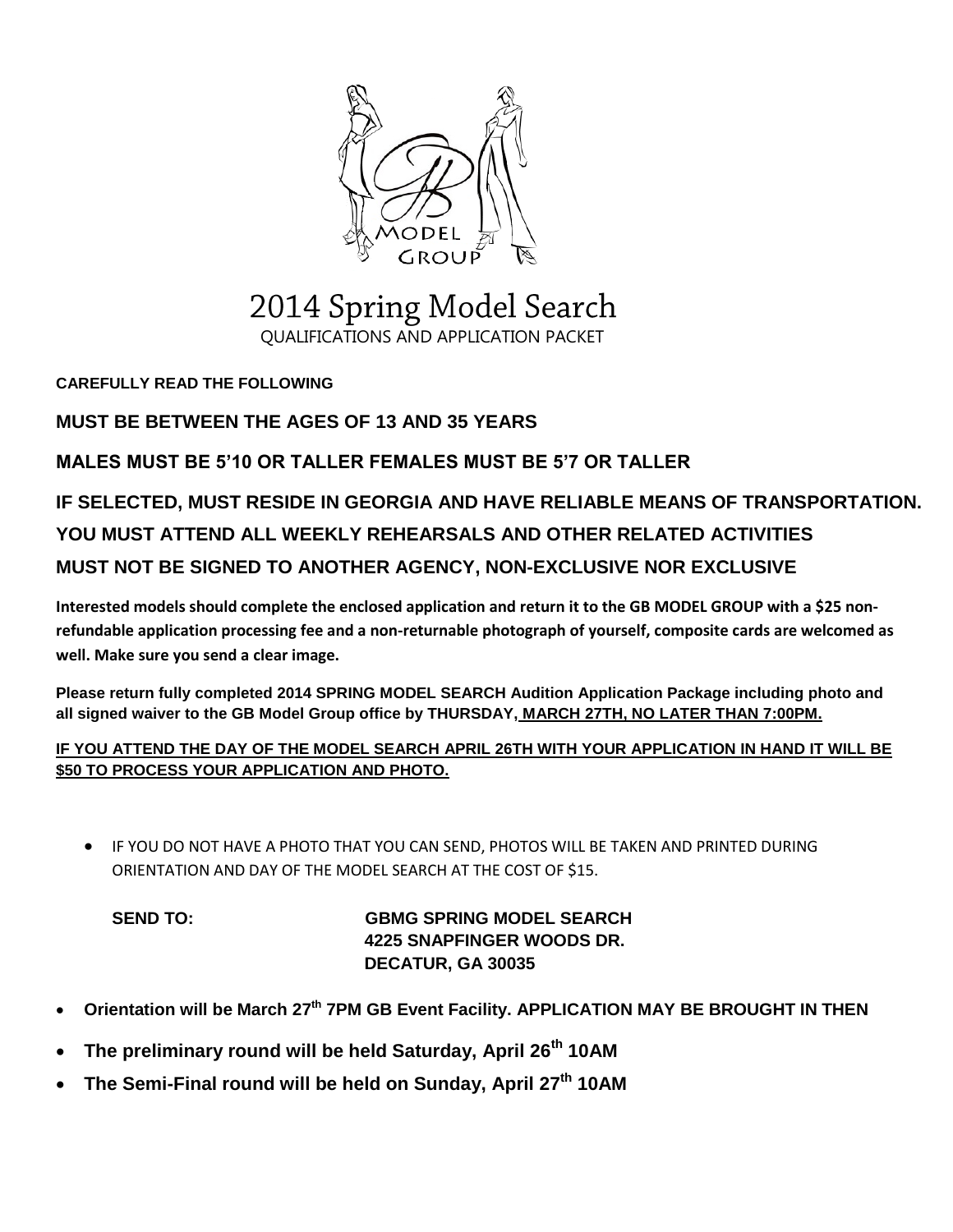# 2014 Spring Model Search

QUALIFICATIONS AND APPLICATION PACKET

**CAREFULLY READ THE FOLLOWING**

**MUST BE BETWEEN THE AGES OF 13 AND 35 YEARS**

**MALES MUST BE 5'10 OR TALLER FEMALES MUST BE 5'7 OR TALLER**

**IF SELECTED, MUST RESIDE IN GEORGIA AND HAVE RELIABLE MEANS OF TRANSPORTATION.**

**YOU MUST ATTEND ALL WEEKLY REHEARSALS AND OTHER RELATED ACTIVITIES**

**MUST NOT BE SIGNED TO ANOTHER AGENCY, NON-EXCLUSIVE NOR EXCLUSIVE**

**Interested models should complete the enclosed application and return it to the GB MODEL GROUP with a $25 non-refundable application processing fee and a non-returnable photograph of yourself, composite cards are welcomed as well. Make sure you send a clear image.**

**Please return fully completed 2014 SPRING MODEL SEARCH Audition Application Package including photo and all signed waiver to the GB Model Group office by THURSDAY, MARCH 27TH, NO LATER THAN 7:00PM.**

**IF YOU ATTEND THE DAY OF THE MODEL SEARCH APRIL 26TH WITH YOUR APPLICATION IN HAND IT WILL BE $50 TO PROCESS YOUR APPLICATION AND PHOTO.**

- IF YOU DO NOT HAVE A PHOTO THAT YOU CAN SEND, PHOTOS WILL BE TAKEN AND PRINTED DURING ORIENTATION AND DAY OF THE MODEL SEARCH AT THE COST OF $15.

**SEND TO:** **GBMG SPRING MODEL SEARCH**
**4225 SNAPFINGER WOODS DR.**
**DECATUR, GA 30035**

- **Orientation will be March 27th 7PM GB Event Facility. APPLICATION MAY BE BROUGHT IN THEN**
- **The preliminary round will be held Saturday, April 26th 10AM**
- **The Semi-Final round will be held on Sunday, April 27th 10AM**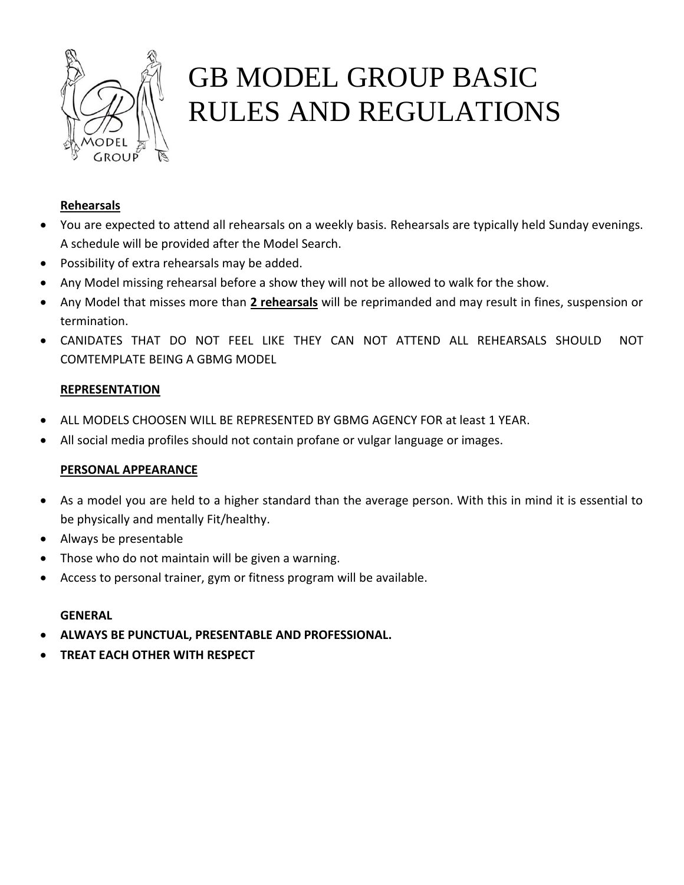# GB MODEL GROUP BASIC RULES AND REGULATIONS

**Rehearsals**

- You are expected to attend all rehearsals on a weekly basis. Rehearsals are typically held Sunday evenings. A schedule will be provided after the Model Search.
- Possibility of extra rehearsals may be added.
- Any Model missing rehearsal before a show they will not be allowed to walk for the show.
- Any Model that misses more than **2 rehearsals** will be reprimanded and may result in fines, suspension or termination.
- CANIDATES THAT DO NOT FEEL LIKE THEY CAN NOT ATTEND ALL REHEARSALS SHOULD NOT COMTEMPLATE BEING A GBMG MODEL

**REPRESENTATION**

- ALL MODELS CHOOSEN WILL BE REPRESENTED BY GBMG AGENCY FOR at least 1 YEAR.
- All social media profiles should not contain profane or vulgar language or images.

**PERSONAL APPEARANCE**

- As a model you are held to a higher standard than the average person. With this in mind it is essential to be physically and mentally Fit/healthy.
- Always be presentable
- Those who do not maintain will be given a warning.
- Access to personal trainer, gym or fitness program will be available.

**GENERAL**

- **ALWAYS BE PUNCTUAL, PRESENTABLE AND PROFESSIONAL.**
- **TREAT EACH OTHER WITH RESPECT**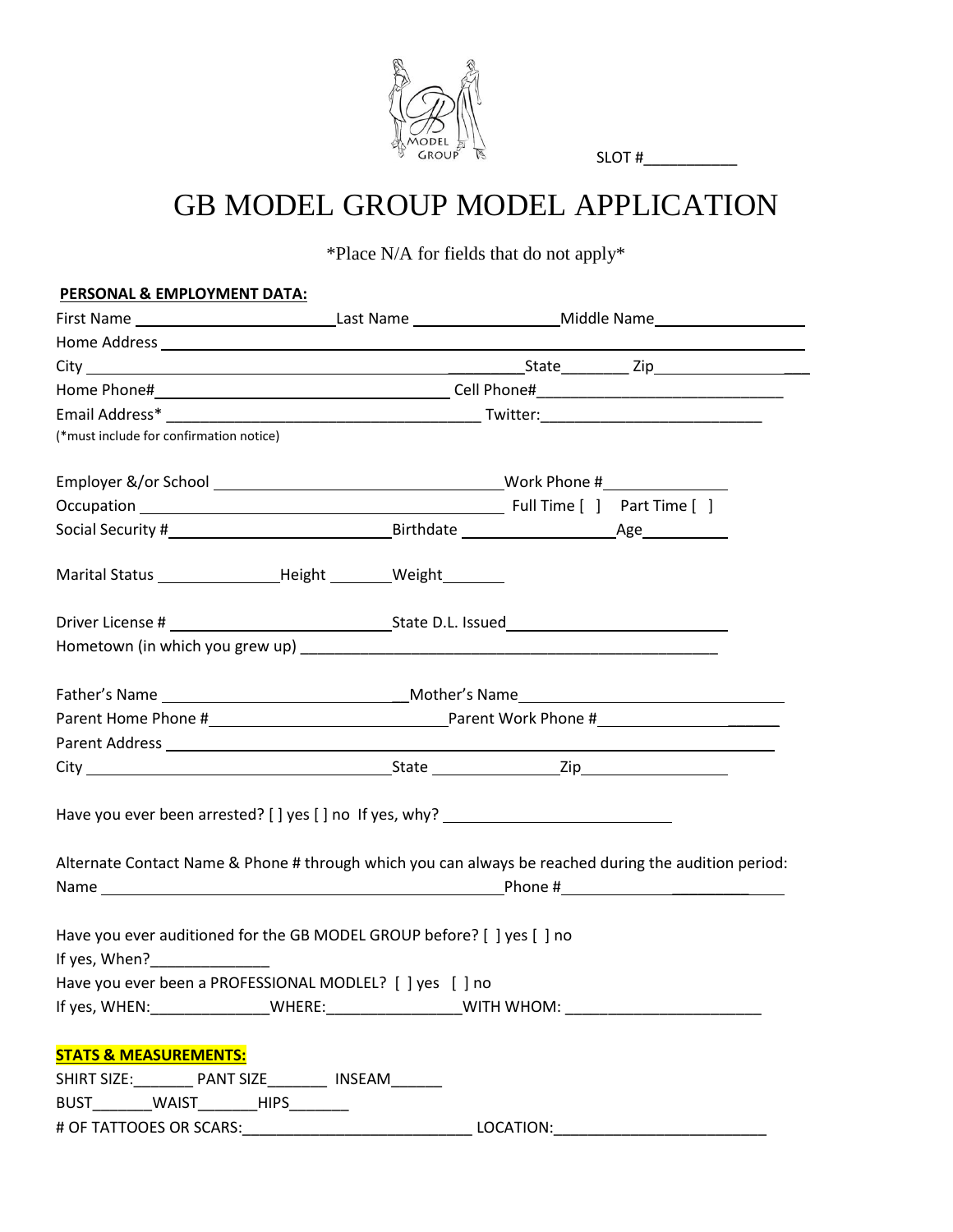SLOT #___________

# GB MODEL GROUP MODEL APPLICATION

*Place N/A for fields that do not apply*

**PERSONAL & EMPLOYMENT DATA:**

First Name ________________________ Last Name __________________ Middle Name___________________

Home Address ______________________________________________________________________________

City ______________________________________________ State________ Zip___________________

Home Phone#_________________________________ Cell Phone#_____________________________

Email Address* ____________________________________ Twitter:_________________________

(*must include for confirmation notice)

Employer &/or School _______________________________ Work Phone #______________

Occupation ___________________________________________ Full Time [ ] Part Time [ ]

Social Security #__________________________ Birthdate __________________ Age__________

Marital Status _______________ Height ________ Weight________

Driver License # __________________________ State D.L. Issued__________________________

Hometown (in which you grew up) ___________________________________________________

Father's Name ____________________________ Mother's Name_____________________________

Parent Home Phone #____________________________ Parent Work Phone #______________________

Parent Address _______________________________________________________________________

City ___________________________________ State _______________ Zip__________________

Have you ever been arrested? [ ] yes [ ] no If yes, why? ___________________________

Alternate Contact Name & Phone # through which you can always be reached during the audition period:

Name _______________________________________________ Phone #_____________________

Have you ever auditioned for the GB MODEL GROUP before? [ ] yes [ ] no

If yes, When?______________

Have you ever been a PROFESSIONAL MODLEL? [ ] yes [ ] no

If yes, WHEN:______________ WHERE:________________ WITH WHOM: _______________________

**STATS & MEASUREMENTS:**

SHIRT SIZE:_______ PANT SIZE_______ INSEAM______

BUST_______ WAIST_______ HIPS_______

# OF TATTOOES OR SCARS:___________________________ LOCATION:_________________________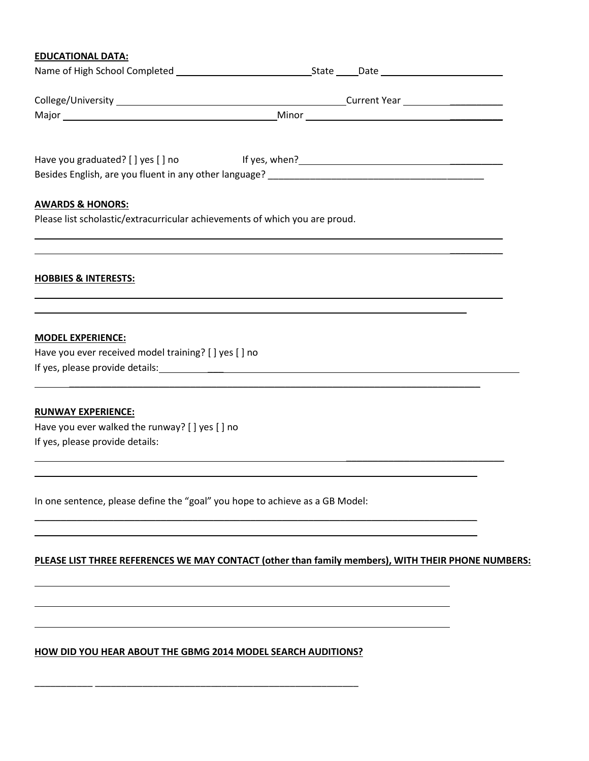**EDUCATIONAL DATA:**

Name of High School Completed ____________________________ State _____ Date __________________________

College/University ______________________________________________ Current Year ____________________

Major __________________________________________ Minor ____________________________________

Have you graduated? [ ] yes [ ] no If yes, when? ________________________________________

Besides English, are you fluent in any other language? __________________________________________

**AWARDS & HONORS:**

Please list scholastic/extracurricular achievements of which you are proud.

______________________________________________________________________________________

______________________________________________________________________________________

**HOBBIES & INTERESTS:**

______________________________________________________________________________________

______________________________________________________________________________________

**MODEL EXPERIENCE:**

Have you ever received model training? [ ] yes [ ] no

If yes, please provide details: ___________________________________________________________________

______________________________________________________________________________________

**RUNWAY EXPERIENCE:**

Have you ever walked the runway? [ ] yes [ ] no

If yes, please provide details:

______________________________________________________________________________________

______________________________________________________________________________________

In one sentence, please define the "goal" you hope to achieve as a GB Model:

______________________________________________________________________________________

______________________________________________________________________________________

**PLEASE LIST THREE REFERENCES WE MAY CONTACT (other than family members), WITH THEIR PHONE NUMBERS:**

______________________________________________________________________________________

______________________________________________________________________________________

______________________________________________________________________________________

**HOW DID YOU HEAR ABOUT THE GBMG 2014 MODEL SEARCH AUDITIONS?**

___________ _____________________________________________________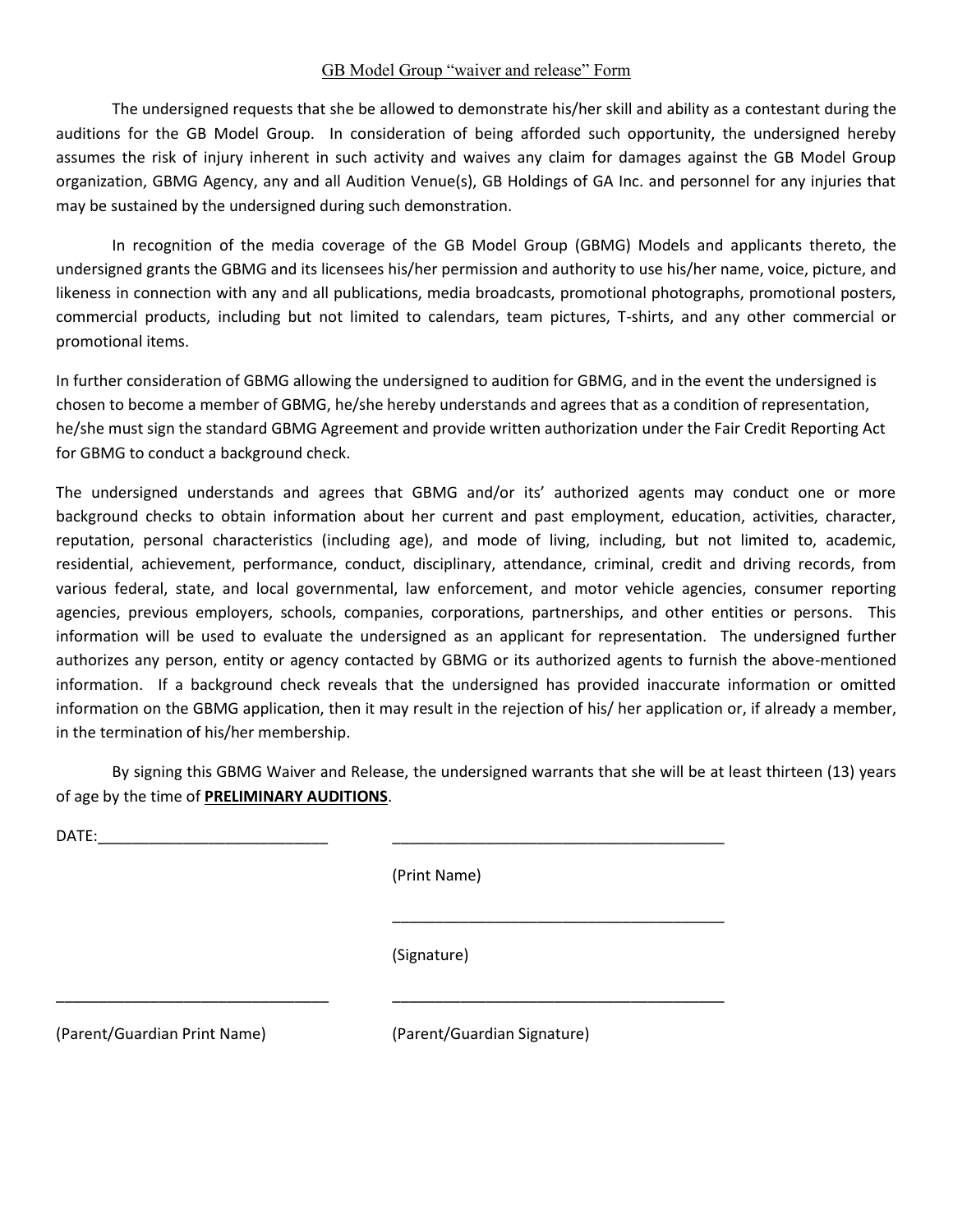GB Model Group "waiver and release" Form

The undersigned requests that she be allowed to demonstrate his/her skill and ability as a contestant during the auditions for the GB Model Group. In consideration of being afforded such opportunity, the undersigned hereby assumes the risk of injury inherent in such activity and waives any claim for damages against the GB Model Group organization, GBMG Agency, any and all Audition Venue(s), GB Holdings of GA Inc. and personnel for any injuries that may be sustained by the undersigned during such demonstration.

In recognition of the media coverage of the GB Model Group (GBMG) Models and applicants thereto, the undersigned grants the GBMG and its licensees his/her permission and authority to use his/her name, voice, picture, and likeness in connection with any and all publications, media broadcasts, promotional photographs, promotional posters, commercial products, including but not limited to calendars, team pictures, T-shirts, and any other commercial or promotional items.

In further consideration of GBMG allowing the undersigned to audition for GBMG, and in the event the undersigned is chosen to become a member of GBMG, he/she hereby understands and agrees that as a condition of representation, he/she must sign the standard GBMG Agreement and provide written authorization under the Fair Credit Reporting Act for GBMG to conduct a background check.

The undersigned understands and agrees that GBMG and/or its' authorized agents may conduct one or more background checks to obtain information about her current and past employment, education, activities, character, reputation, personal characteristics (including age), and mode of living, including, but not limited to, academic, residential, achievement, performance, conduct, disciplinary, attendance, criminal, credit and driving records, from various federal, state, and local governmental, law enforcement, and motor vehicle agencies, consumer reporting agencies, previous employers, schools, companies, corporations, partnerships, and other entities or persons. This information will be used to evaluate the undersigned as an applicant for representation. The undersigned further authorizes any person, entity or agency contacted by GBMG or its authorized agents to furnish the above-mentioned information. If a background check reveals that the undersigned has provided inaccurate information or omitted information on the GBMG application, then it may result in the rejection of his/ her application or, if already a member, in the termination of his/her membership.

By signing this GBMG Waiver and Release, the undersigned warrants that she will be at least thirteen (13) years of age by the time of **PRELIMINARY AUDITIONS**.

DATE:___________________________ ________________________________________

(Print Name)

________________________________________

(Signature)

_______________________________ ________________________________________

(Parent/Guardian Print Name) (Parent/Guardian Signature)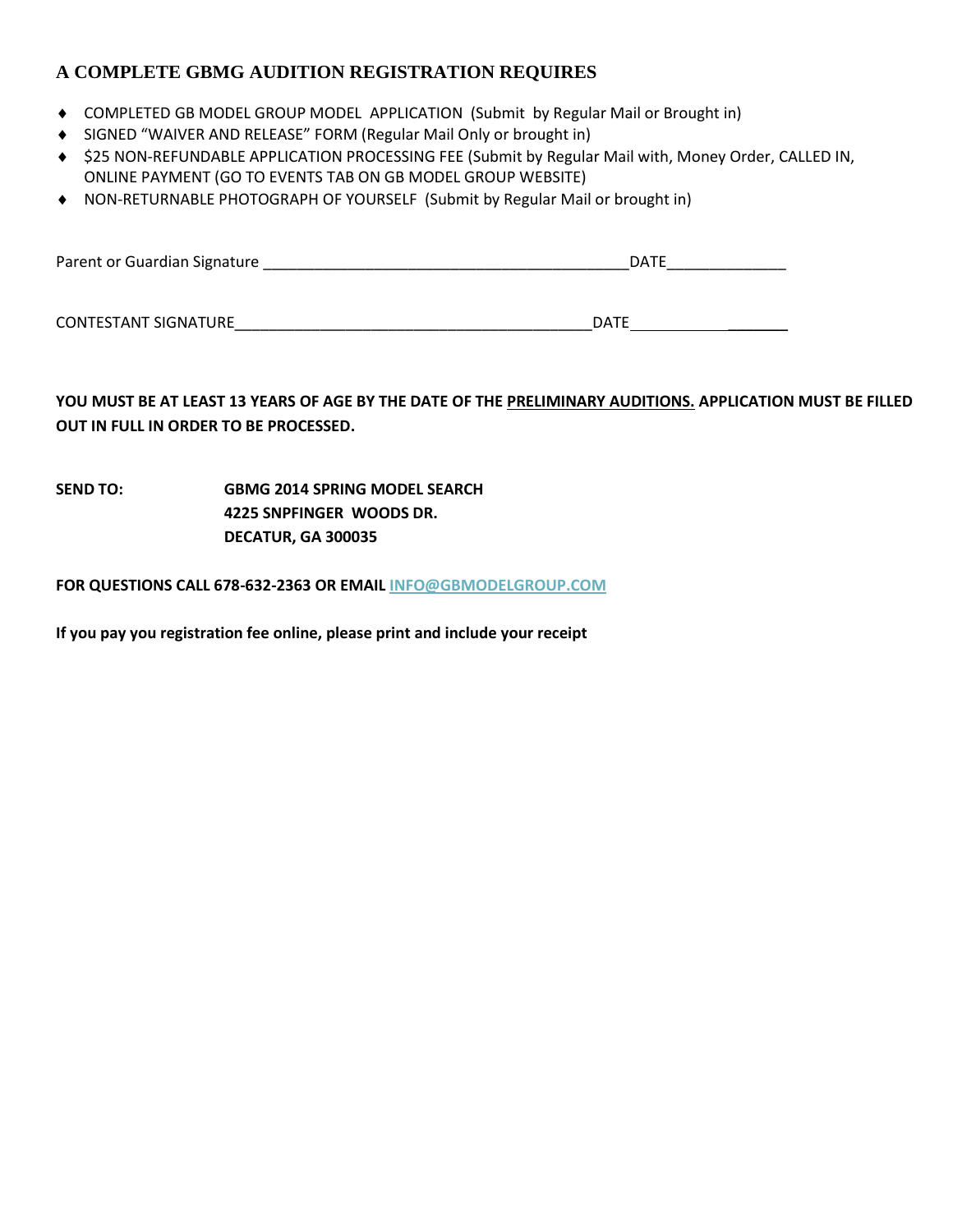## A COMPLETE GBMG AUDITION REGISTRATION REQUIRES

- COMPLETED GB MODEL GROUP MODEL APPLICATION (Submit by Regular Mail or Brought in)
- SIGNED "WAIVER AND RELEASE" FORM (Regular Mail Only or brought in)
- $25 NON-REFUNDABLE APPLICATION PROCESSING FEE (Submit by Regular Mail with, Money Order, CALLED IN, ONLINE PAYMENT (GO TO EVENTS TAB ON GB MODEL GROUP WEBSITE)
- NON-RETURNABLE PHOTOGRAPH OF YOURSELF (Submit by Regular Mail or brought in)

Parent or Guardian Signature ___________________________________________DATE______________

CONTESTANT SIGNATURE__________________________________________DATE___________________

**YOU MUST BE AT LEAST 13 YEARS OF AGE BY THE DATE OF THE PRELIMINARY AUDITIONS. APPLICATION MUST BE FILLED OUT IN FULL IN ORDER TO BE PROCESSED.**

**SEND TO:** **GBMG 2014 SPRING MODEL SEARCH**
**4225 SNPFINGER WOODS DR.**
**DECATUR, GA 300035**

**FOR QUESTIONS CALL 678-632-2363 OR EMAIL INFO@GBMODELGROUP.COM**

**If you pay you registration fee online, please print and include your receipt**